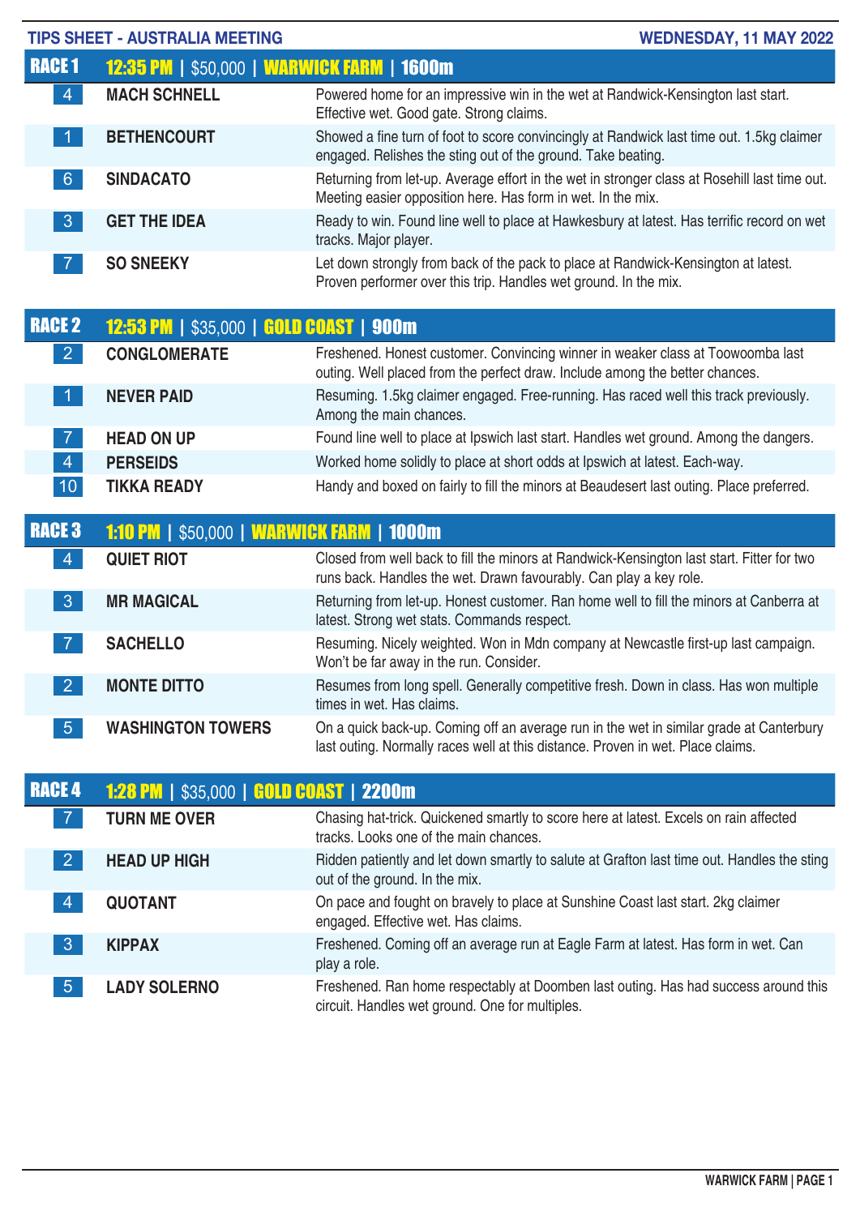**TIPS SHEET - AUSTRALIA MEETING** | **WEDNESDAY, 11 MAY 2022**

## RACE 1 | 12:35 PM | $50,000 | WARWICK FARM | 1600m

| No. | Horse | Comment |
|---|---|---|
| 4 | MACH SCHNELL | Powered home for an impressive win in the wet at Randwick-Kensington last start. Effective wet. Good gate. Strong claims. |
| 1 | BETHENCOURT | Showed a fine turn of foot to score convincingly at Randwick last time out. 1.5kg claimer engaged. Relishes the sting out of the ground. Take beating. |
| 6 | SINDACATO | Returning from let-up. Average effort in the wet in stronger class at Rosehill last time out. Meeting easier opposition here. Has form in wet. In the mix. |
| 3 | GET THE IDEA | Ready to win. Found line well to place at Hawkesbury at latest. Has terrific record on wet tracks. Major player. |
| 7 | SO SNEEKY | Let down strongly from back of the pack to place at Randwick-Kensington at latest. Proven performer over this trip. Handles wet ground. In the mix. |

## RACE 2 | 12:53 PM | $35,000 | GOLD COAST | 900m

| No. | Horse | Comment |
|---|---|---|
| 2 | CONGLOMERATE | Freshened. Honest customer. Convincing winner in weaker class at Toowoomba last outing. Well placed from the perfect draw. Include among the better chances. |
| 1 | NEVER PAID | Resuming. 1.5kg claimer engaged. Free-running. Has raced well this track previously. Among the main chances. |
| 7 | HEAD ON UP | Found line well to place at Ipswich last start. Handles wet ground. Among the dangers. |
| 4 | PERSEIDS | Worked home solidly to place at short odds at Ipswich at latest. Each-way. |
| 10 | TIKKA READY | Handy and boxed on fairly to fill the minors at Beaudesert last outing. Place preferred. |

## RACE 3 | 1:10 PM | $50,000 | WARWICK FARM | 1000m

| No. | Horse | Comment |
|---|---|---|
| 4 | QUIET RIOT | Closed from well back to fill the minors at Randwick-Kensington last start. Fitter for two runs back. Handles the wet. Drawn favourably. Can play a key role. |
| 3 | MR MAGICAL | Returning from let-up. Honest customer. Ran home well to fill the minors at Canberra at latest. Strong wet stats. Commands respect. |
| 7 | SACHELLO | Resuming. Nicely weighted. Won in Mdn company at Newcastle first-up last campaign. Won't be far away in the run. Consider. |
| 2 | MONTE DITTO | Resumes from long spell. Generally competitive fresh. Down in class. Has won multiple times in wet. Has claims. |
| 5 | WASHINGTON TOWERS | On a quick back-up. Coming off an average run in the wet in similar grade at Canterbury last outing. Normally races well at this distance. Proven in wet. Place claims. |

## RACE 4 | 1:28 PM | $35,000 | GOLD COAST | 2200m

| No. | Horse | Comment |
|---|---|---|
| 7 | TURN ME OVER | Chasing hat-trick. Quickened smartly to score here at latest. Excels on rain affected tracks. Looks one of the main chances. |
| 2 | HEAD UP HIGH | Ridden patiently and let down smartly to salute at Grafton last time out. Handles the sting out of the ground. In the mix. |
| 4 | QUOTANT | On pace and fought on bravely to place at Sunshine Coast last start. 2kg claimer engaged. Effective wet. Has claims. |
| 3 | KIPPAX | Freshened. Coming off an average run at Eagle Farm at latest. Has form in wet. Can play a role. |
| 5 | LADY SOLERNO | Freshened. Ran home respectably at Doomben last outing. Has had success around this circuit. Handles wet ground. One for multiples. |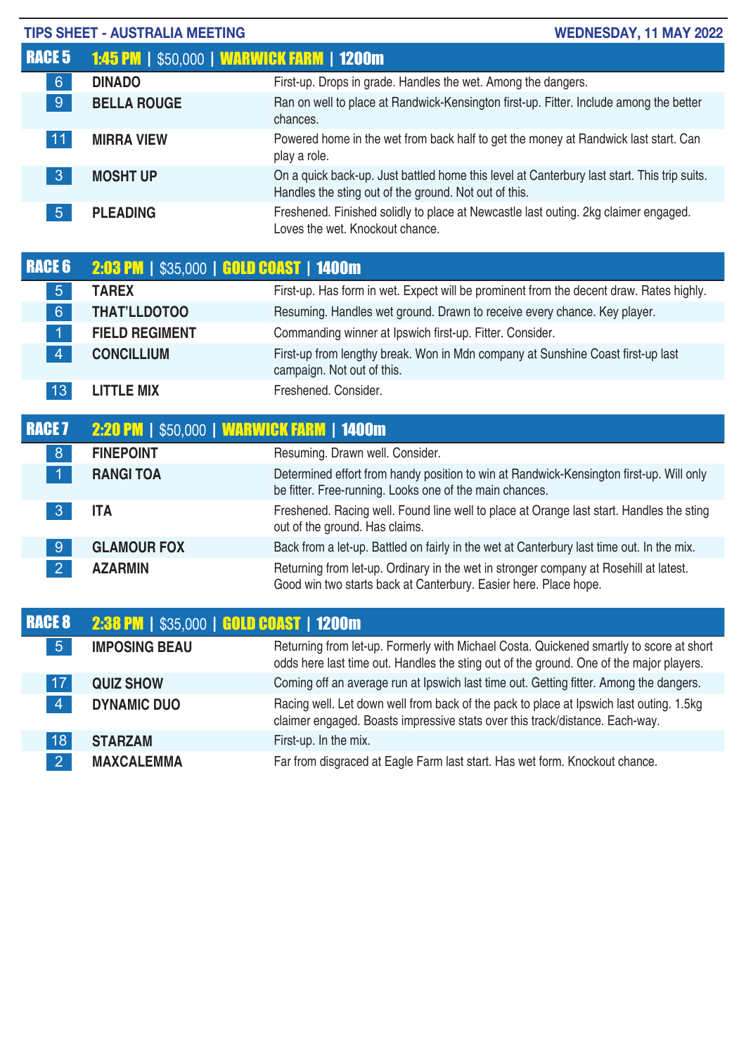**TIPS SHEET - AUSTRALIA MEETING** | **WEDNESDAY, 11 MAY 2022**

## RACE 5 | 1:45 PM | $50,000 | WARWICK FARM | 1200m

| | | |
|---|---|---|
| 6 | **DINADO** | First-up. Drops in grade. Handles the wet. Among the dangers. |
| 9 | **BELLA ROUGE** | Ran on well to place at Randwick-Kensington first-up. Fitter. Include among the better chances. |
| 11 | **MIRRA VIEW** | Powered home in the wet from back half to get the money at Randwick last start. Can play a role. |
| 3 | **MOSHT UP** | On a quick back-up. Just battled home this level at Canterbury last start. This trip suits. Handles the sting out of the ground. Not out of this. |
| 5 | **PLEADING** | Freshened. Finished solidly to place at Newcastle last outing. 2kg claimer engaged. Loves the wet. Knockout chance. |

## RACE 6 | 2:03 PM | $35,000 | GOLD COAST | 1400m

| | | |
|---|---|---|
| 5 | **TAREX** | First-up. Has form in wet. Expect will be prominent from the decent draw. Rates highly. |
| 6 | **THAT'LLDOTOO** | Resuming. Handles wet ground. Drawn to receive every chance. Key player. |
| 1 | **FIELD REGIMENT** | Commanding winner at Ipswich first-up. Fitter. Consider. |
| 4 | **CONCILLIUM** | First-up from lengthy break. Won in Mdn company at Sunshine Coast first-up last campaign. Not out of this. |
| 13 | **LITTLE MIX** | Freshened. Consider. |

## RACE 7 | 2:20 PM | $50,000 | WARWICK FARM | 1400m

| | | |
|---|---|---|
| 8 | **FINEPOINT** | Resuming. Drawn well. Consider. |
| 1 | **RANGI TOA** | Determined effort from handy position to win at Randwick-Kensington first-up. Will only be fitter. Free-running. Looks one of the main chances. |
| 3 | **ITA** | Freshened. Racing well. Found line well to place at Orange last start. Handles the sting out of the ground. Has claims. |
| 9 | **GLAMOUR FOX** | Back from a let-up. Battled on fairly in the wet at Canterbury last time out. In the mix. |
| 2 | **AZARMIN** | Returning from let-up. Ordinary in the wet in stronger company at Rosehill at latest. Good win two starts back at Canterbury. Easier here. Place hope. |

## RACE 8 | 2:38 PM | $35,000 | GOLD COAST | 1200m

| | | |
|---|---|---|
| 5 | **IMPOSING BEAU** | Returning from let-up. Formerly with Michael Costa. Quickened smartly to score at short odds here last time out. Handles the sting out of the ground. One of the major players. |
| 17 | **QUIZ SHOW** | Coming off an average run at Ipswich last time out. Getting fitter. Among the dangers. |
| 4 | **DYNAMIC DUO** | Racing well. Let down well from back of the pack to place at Ipswich last outing. 1.5kg claimer engaged. Boasts impressive stats over this track/distance. Each-way. |
| 18 | **STARZAM** | First-up. In the mix. |
| 2 | **MAXCALEMMA** | Far from disgraced at Eagle Farm last start. Has wet form. Knockout chance. |